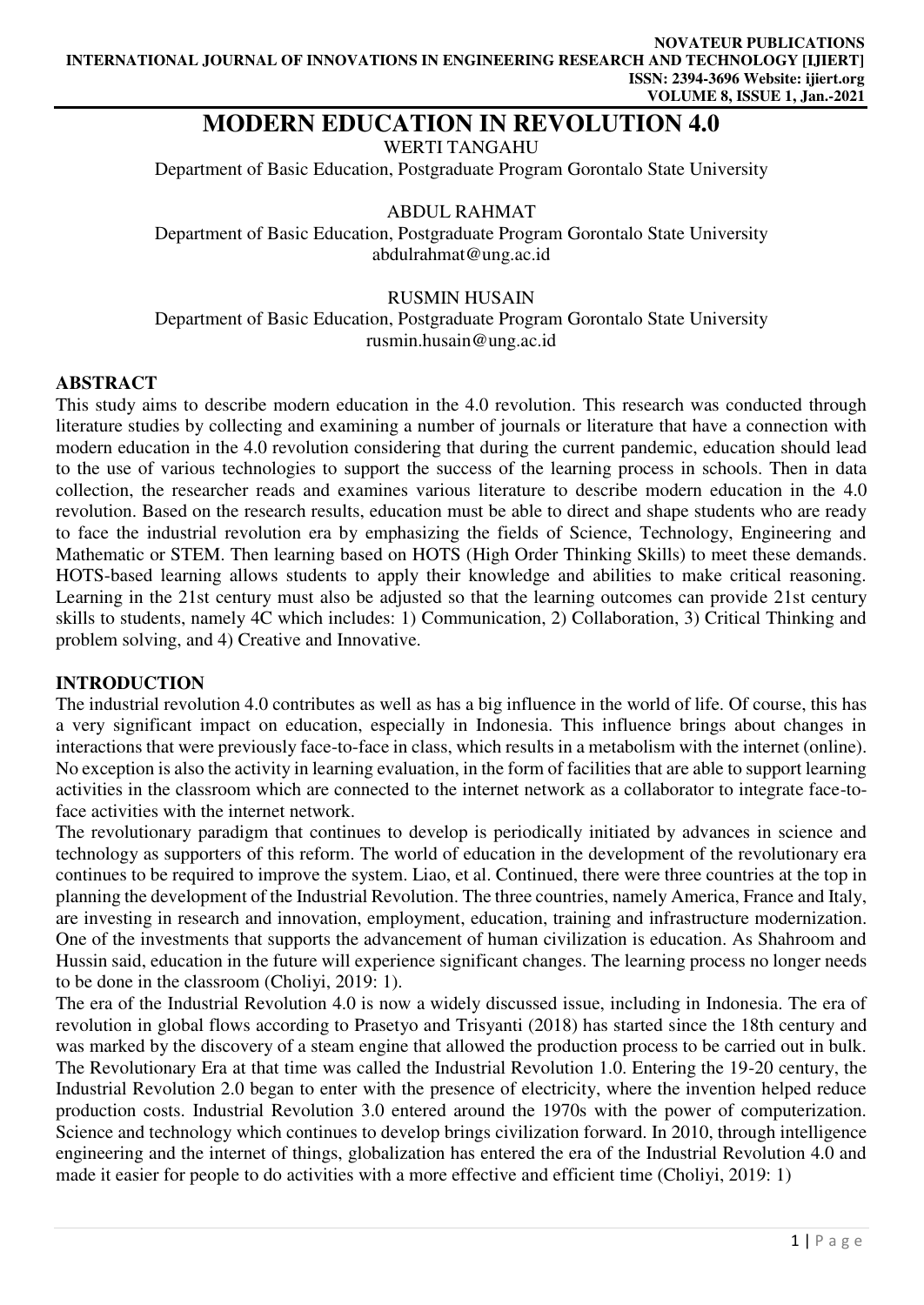# MODERN EDUCATION IN REVOLUTION 4.0

WERTI TANGAHU
Department of Basic Education, Postgraduate Program Gorontalo State University

ABDUL RAHMAT
Department of Basic Education, Postgraduate Program Gorontalo State University
abdulrahmat@ung.ac.id

RUSMIN HUSAIN
Department of Basic Education, Postgraduate Program Gorontalo State University
rusmin.husain@ung.ac.id

## ABSTRACT

This study aims to describe modern education in the 4.0 revolution. This research was conducted through literature studies by collecting and examining a number of journals or literature that have a connection with modern education in the 4.0 revolution considering that during the current pandemic, education should lead to the use of various technologies to support the success of the learning process in schools. Then in data collection, the researcher reads and examines various literature to describe modern education in the 4.0 revolution. Based on the research results, education must be able to direct and shape students who are ready to face the industrial revolution era by emphasizing the fields of Science, Technology, Engineering and Mathematic or STEM. Then learning based on HOTS (High Order Thinking Skills) to meet these demands. HOTS-based learning allows students to apply their knowledge and abilities to make critical reasoning. Learning in the 21st century must also be adjusted so that the learning outcomes can provide 21st century skills to students, namely 4C which includes: 1) Communication, 2) Collaboration, 3) Critical Thinking and problem solving, and 4) Creative and Innovative.

## INTRODUCTION

The industrial revolution 4.0 contributes as well as has a big influence in the world of life. Of course, this has a very significant impact on education, especially in Indonesia. This influence brings about changes in interactions that were previously face-to-face in class, which results in a metabolism with the internet (online). No exception is also the activity in learning evaluation, in the form of facilities that are able to support learning activities in the classroom which are connected to the internet network as a collaborator to integrate face-to-face activities with the internet network.

The revolutionary paradigm that continues to develop is periodically initiated by advances in science and technology as supporters of this reform. The world of education in the development of the revolutionary era continues to be required to improve the system. Liao, et al. Continued, there were three countries at the top in planning the development of the Industrial Revolution. The three countries, namely America, France and Italy, are investing in research and innovation, employment, education, training and infrastructure modernization. One of the investments that supports the advancement of human civilization is education. As Shahroom and Hussin said, education in the future will experience significant changes. The learning process no longer needs to be done in the classroom (Choliyi, 2019: 1).

The era of the Industrial Revolution 4.0 is now a widely discussed issue, including in Indonesia. The era of revolution in global flows according to Prasetyo and Trisyanti (2018) has started since the 18th century and was marked by the discovery of a steam engine that allowed the production process to be carried out in bulk. The Revolutionary Era at that time was called the Industrial Revolution 1.0. Entering the 19-20 century, the Industrial Revolution 2.0 began to enter with the presence of electricity, where the invention helped reduce production costs. Industrial Revolution 3.0 entered around the 1970s with the power of computerization. Science and technology which continues to develop brings civilization forward. In 2010, through intelligence engineering and the internet of things, globalization has entered the era of the Industrial Revolution 4.0 and made it easier for people to do activities with a more effective and efficient time (Choliyi, 2019: 1)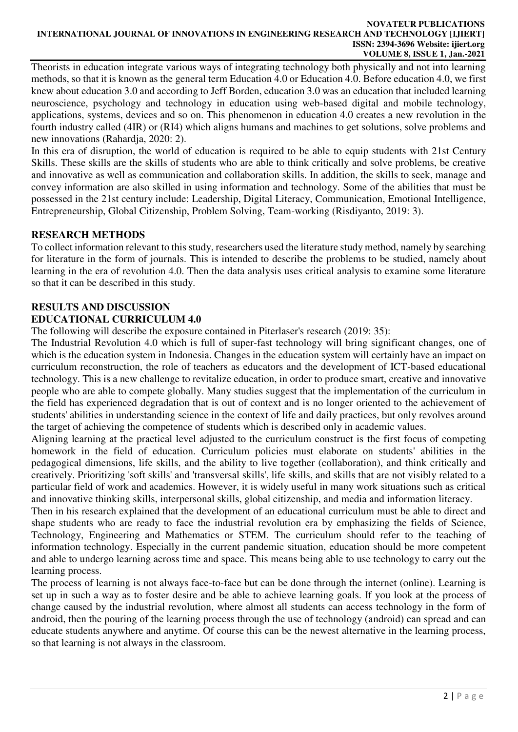Theorists in education integrate various ways of integrating technology both physically and not into learning methods, so that it is known as the general term Education 4.0 or Education 4.0. Before education 4.0, we first knew about education 3.0 and according to Jeff Borden, education 3.0 was an education that included learning neuroscience, psychology and technology in education using web-based digital and mobile technology, applications, systems, devices and so on. This phenomenon in education 4.0 creates a new revolution in the fourth industry called (4IR) or (RI4) which aligns humans and machines to get solutions, solve problems and new innovations (Rahardja, 2020: 2).

In this era of disruption, the world of education is required to be able to equip students with 21st Century Skills. These skills are the skills of students who are able to think critically and solve problems, be creative and innovative as well as communication and collaboration skills. In addition, the skills to seek, manage and convey information are also skilled in using information and technology. Some of the abilities that must be possessed in the 21st century include: Leadership, Digital Literacy, Communication, Emotional Intelligence, Entrepreneurship, Global Citizenship, Problem Solving, Team-working (Risdiyanto, 2019: 3).

## RESEARCH METHODS

To collect information relevant to this study, researchers used the literature study method, namely by searching for literature in the form of journals. This is intended to describe the problems to be studied, namely about learning in the era of revolution 4.0. Then the data analysis uses critical analysis to examine some literature so that it can be described in this study.

## RESULTS AND DISCUSSION

### EDUCATIONAL CURRICULUM 4.0

The following will describe the exposure contained in Piterlaser's research (2019: 35):

The Industrial Revolution 4.0 which is full of super-fast technology will bring significant changes, one of which is the education system in Indonesia. Changes in the education system will certainly have an impact on curriculum reconstruction, the role of teachers as educators and the development of ICT-based educational technology. This is a new challenge to revitalize education, in order to produce smart, creative and innovative people who are able to compete globally. Many studies suggest that the implementation of the curriculum in the field has experienced degradation that is out of context and is no longer oriented to the achievement of students' abilities in understanding science in the context of life and daily practices, but only revolves around the target of achieving the competence of students which is described only in academic values.

Aligning learning at the practical level adjusted to the curriculum construct is the first focus of competing homework in the field of education. Curriculum policies must elaborate on students' abilities in the pedagogical dimensions, life skills, and the ability to live together (collaboration), and think critically and creatively. Prioritizing 'soft skills' and 'transversal skills', life skills, and skills that are not visibly related to a particular field of work and academics. However, it is widely useful in many work situations such as critical and innovative thinking skills, interpersonal skills, global citizenship, and media and information literacy.

Then in his research explained that the development of an educational curriculum must be able to direct and shape students who are ready to face the industrial revolution era by emphasizing the fields of Science, Technology, Engineering and Mathematics or STEM. The curriculum should refer to the teaching of information technology. Especially in the current pandemic situation, education should be more competent and able to undergo learning across time and space. This means being able to use technology to carry out the learning process.

The process of learning is not always face-to-face but can be done through the internet (online). Learning is set up in such a way as to foster desire and be able to achieve learning goals. If you look at the process of change caused by the industrial revolution, where almost all students can access technology in the form of android, then the pouring of the learning process through the use of technology (android) can spread and can educate students anywhere and anytime. Of course this can be the newest alternative in the learning process, so that learning is not always in the classroom.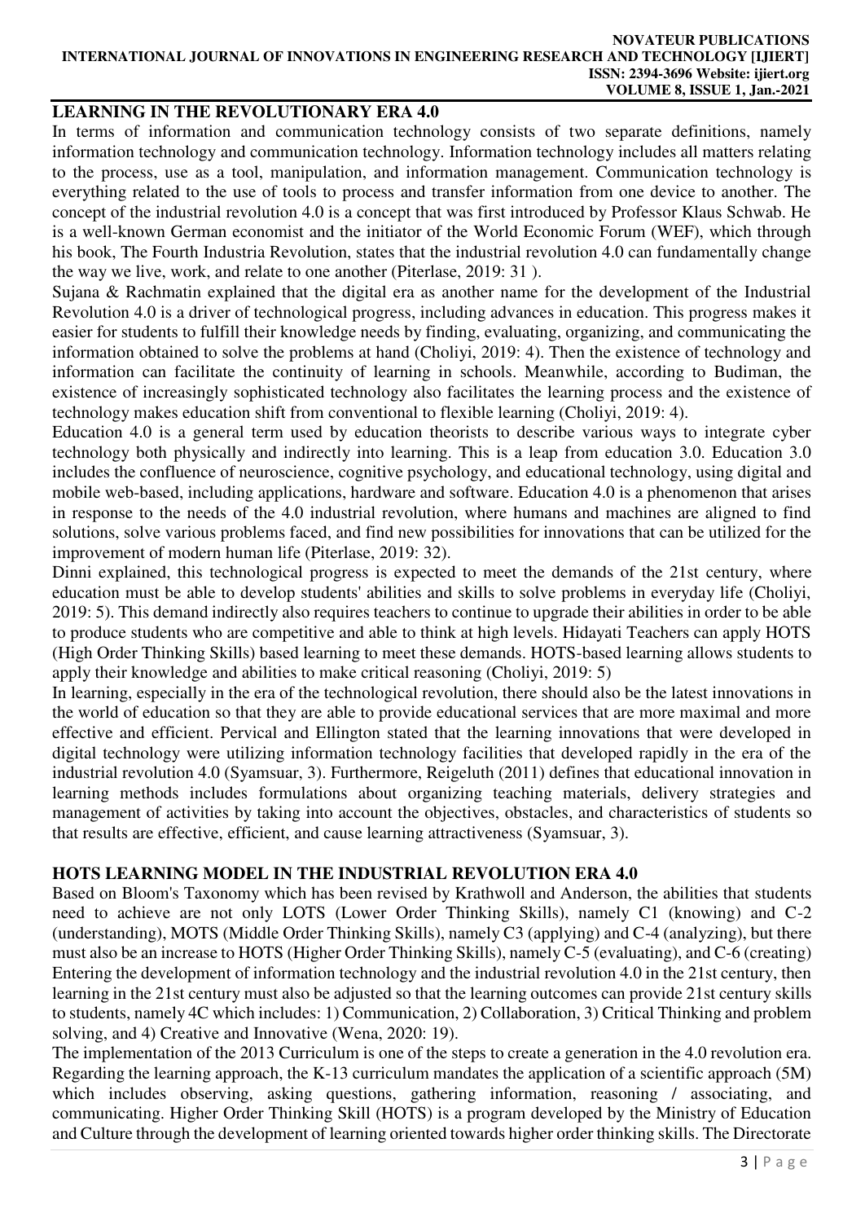## LEARNING IN THE REVOLUTIONARY ERA 4.0

In terms of information and communication technology consists of two separate definitions, namely information technology and communication technology. Information technology includes all matters relating to the process, use as a tool, manipulation, and information management. Communication technology is everything related to the use of tools to process and transfer information from one device to another. The concept of the industrial revolution 4.0 is a concept that was first introduced by Professor Klaus Schwab. He is a well-known German economist and the initiator of the World Economic Forum (WEF), which through his book, The Fourth Industria Revolution, states that the industrial revolution 4.0 can fundamentally change the way we live, work, and relate to one another (Piterlase, 2019: 31 ).

Sujana & Rachmatin explained that the digital era as another name for the development of the Industrial Revolution 4.0 is a driver of technological progress, including advances in education. This progress makes it easier for students to fulfill their knowledge needs by finding, evaluating, organizing, and communicating the information obtained to solve the problems at hand (Choliyi, 2019: 4). Then the existence of technology and information can facilitate the continuity of learning in schools. Meanwhile, according to Budiman, the existence of increasingly sophisticated technology also facilitates the learning process and the existence of technology makes education shift from conventional to flexible learning (Choliyi, 2019: 4).

Education 4.0 is a general term used by education theorists to describe various ways to integrate cyber technology both physically and indirectly into learning. This is a leap from education 3.0. Education 3.0 includes the confluence of neuroscience, cognitive psychology, and educational technology, using digital and mobile web-based, including applications, hardware and software. Education 4.0 is a phenomenon that arises in response to the needs of the 4.0 industrial revolution, where humans and machines are aligned to find solutions, solve various problems faced, and find new possibilities for innovations that can be utilized for the improvement of modern human life (Piterlase, 2019: 32).

Dinni explained, this technological progress is expected to meet the demands of the 21st century, where education must be able to develop students' abilities and skills to solve problems in everyday life (Choliyi, 2019: 5). This demand indirectly also requires teachers to continue to upgrade their abilities in order to be able to produce students who are competitive and able to think at high levels. Hidayati Teachers can apply HOTS (High Order Thinking Skills) based learning to meet these demands. HOTS-based learning allows students to apply their knowledge and abilities to make critical reasoning (Choliyi, 2019: 5)

In learning, especially in the era of the technological revolution, there should also be the latest innovations in the world of education so that they are able to provide educational services that are more maximal and more effective and efficient. Pervical and Ellington stated that the learning innovations that were developed in digital technology were utilizing information technology facilities that developed rapidly in the era of the industrial revolution 4.0 (Syamsuar, 3). Furthermore, Reigeluth (2011) defines that educational innovation in learning methods includes formulations about organizing teaching materials, delivery strategies and management of activities by taking into account the objectives, obstacles, and characteristics of students so that results are effective, efficient, and cause learning attractiveness (Syamsuar, 3).

## HOTS LEARNING MODEL IN THE INDUSTRIAL REVOLUTION ERA 4.0

Based on Bloom's Taxonomy which has been revised by Krathwoll and Anderson, the abilities that students need to achieve are not only LOTS (Lower Order Thinking Skills), namely C1 (knowing) and C-2 (understanding), MOTS (Middle Order Thinking Skills), namely C3 (applying) and C-4 (analyzing), but there must also be an increase to HOTS (Higher Order Thinking Skills), namely C-5 (evaluating), and C-6 (creating) Entering the development of information technology and the industrial revolution 4.0 in the 21st century, then learning in the 21st century must also be adjusted so that the learning outcomes can provide 21st century skills to students, namely 4C which includes: 1) Communication, 2) Collaboration, 3) Critical Thinking and problem solving, and 4) Creative and Innovative (Wena, 2020: 19).

The implementation of the 2013 Curriculum is one of the steps to create a generation in the 4.0 revolution era. Regarding the learning approach, the K-13 curriculum mandates the application of a scientific approach (5M) which includes observing, asking questions, gathering information, reasoning / associating, and communicating. Higher Order Thinking Skill (HOTS) is a program developed by the Ministry of Education and Culture through the development of learning oriented towards higher order thinking skills. The Directorate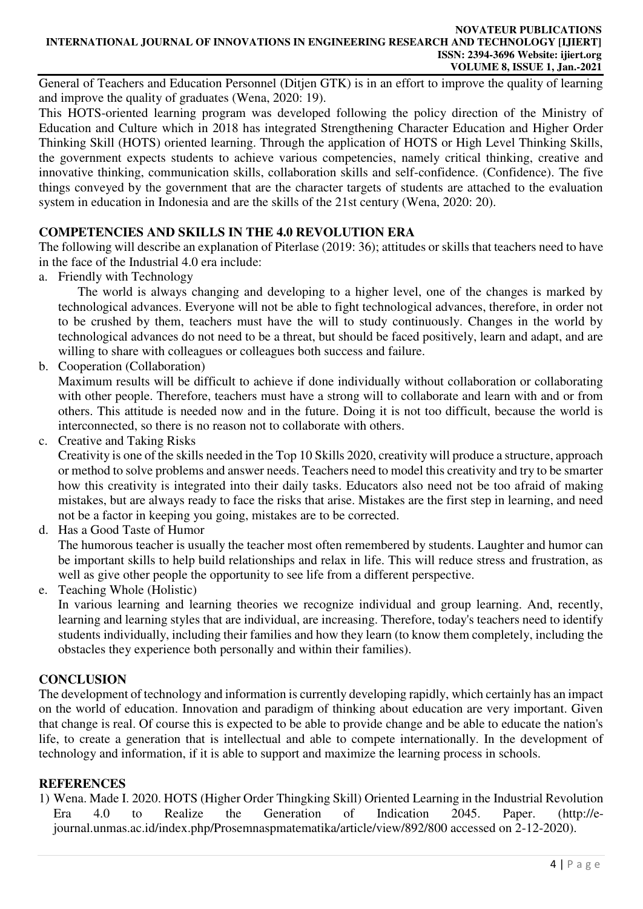General of Teachers and Education Personnel (Ditjen GTK) is in an effort to improve the quality of learning and improve the quality of graduates (Wena, 2020: 19).

This HOTS-oriented learning program was developed following the policy direction of the Ministry of Education and Culture which in 2018 has integrated Strengthening Character Education and Higher Order Thinking Skill (HOTS) oriented learning. Through the application of HOTS or High Level Thinking Skills, the government expects students to achieve various competencies, namely critical thinking, creative and innovative thinking, communication skills, collaboration skills and self-confidence. (Confidence). The five things conveyed by the government that are the character targets of students are attached to the evaluation system in education in Indonesia and are the skills of the 21st century (Wena, 2020: 20).

## COMPETENCIES AND SKILLS IN THE 4.0 REVOLUTION ERA

The following will describe an explanation of Piterlase (2019: 36); attitudes or skills that teachers need to have in the face of the Industrial 4.0 era include:

a. Friendly with Technology

   The world is always changing and developing to a higher level, one of the changes is marked by technological advances. Everyone will not be able to fight technological advances, therefore, in order not to be crushed by them, teachers must have the will to study continuously. Changes in the world by technological advances do not need to be a threat, but should be faced positively, learn and adapt, and are willing to share with colleagues or colleagues both success and failure.

b. Cooperation (Collaboration)

   Maximum results will be difficult to achieve if done individually without collaboration or collaborating with other people. Therefore, teachers must have a strong will to collaborate and learn with and or from others. This attitude is needed now and in the future. Doing it is not too difficult, because the world is interconnected, so there is no reason not to collaborate with others.

c. Creative and Taking Risks

   Creativity is one of the skills needed in the Top 10 Skills 2020, creativity will produce a structure, approach or method to solve problems and answer needs. Teachers need to model this creativity and try to be smarter how this creativity is integrated into their daily tasks. Educators also need not be too afraid of making mistakes, but are always ready to face the risks that arise. Mistakes are the first step in learning, and need not be a factor in keeping you going, mistakes are to be corrected.

d. Has a Good Taste of Humor

   The humorous teacher is usually the teacher most often remembered by students. Laughter and humor can be important skills to help build relationships and relax in life. This will reduce stress and frustration, as well as give other people the opportunity to see life from a different perspective.

e. Teaching Whole (Holistic)

   In various learning and learning theories we recognize individual and group learning. And, recently, learning and learning styles that are individual, are increasing. Therefore, today's teachers need to identify students individually, including their families and how they learn (to know them completely, including the obstacles they experience both personally and within their families).

## CONCLUSION

The development of technology and information is currently developing rapidly, which certainly has an impact on the world of education. Innovation and paradigm of thinking about education are very important. Given that change is real. Of course this is expected to be able to provide change and be able to educate the nation's life, to create a generation that is intellectual and able to compete internationally. In the development of technology and information, if it is able to support and maximize the learning process in schools.

## REFERENCES

1) Wena. Made I. 2020. HOTS (Higher Order Thingking Skill) Oriented Learning in the Industrial Revolution Era 4.0 to Realize the Generation of Indication 2045. Paper. (http://e-journal.unmas.ac.id/index.php/Prosemnaspmatematika/article/view/892/800 accessed on 2-12-2020).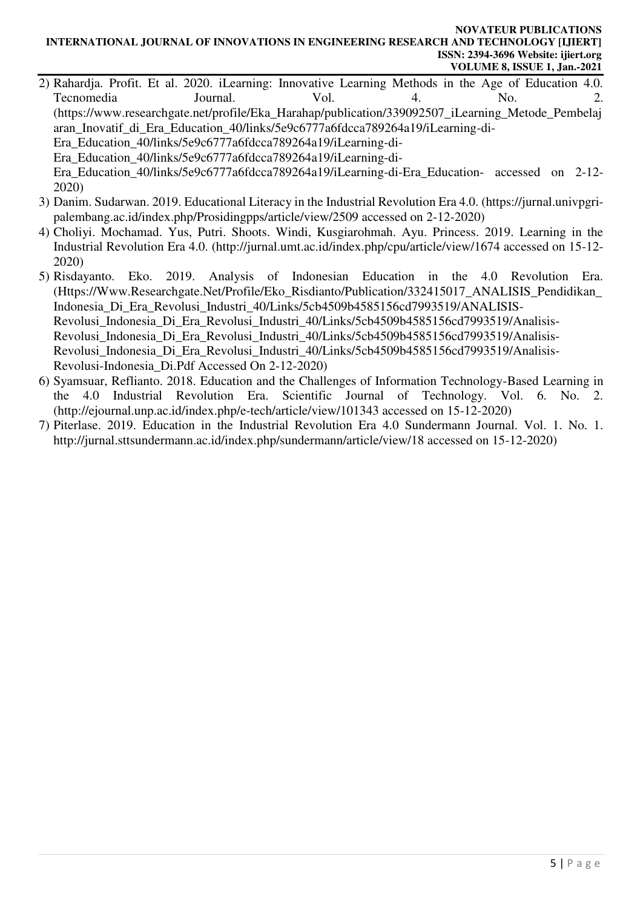2) Rahardja. Profit. Et al. 2020. iLearning: Innovative Learning Methods in the Age of Education 4.0. Tecnomedia Journal. Vol. 4. No. 2. (https://www.researchgate.net/profile/Eka_Harahap/publication/339092507_iLearning_Metode_Pembelajaran_Inovatif_di_Era_Education_40/links/5e9c6777a6fdcca789264a19/iLearning-di-Era_Education_40/links/5e9c6777a6fdcca789264a19/iLearning-di-Era_Education_40/links/5e9c6777a6fdcca789264a19/iLearning-di-Era_Education_40/links/5e9c6777a6fdcca789264a19/iLearning-di-Era_Education- accessed on 2-12-2020)
3) Danim. Sudarwan. 2019. Educational Literacy in the Industrial Revolution Era 4.0. (https://jurnal.univpgri-palembang.ac.id/index.php/Prosidingpps/article/view/2509 accessed on 2-12-2020)
4) Choliyi. Mochamad. Yus, Putri. Shoots. Windi, Kusgiarohmah. Ayu. Princess. 2019. Learning in the Industrial Revolution Era 4.0. (http://jurnal.umt.ac.id/index.php/cpu/article/view/1674 accessed on 15-12-2020)
5) Risdayanto. Eko. 2019. Analysis of Indonesian Education in the 4.0 Revolution Era. (Https://Www.Researchgate.Net/Profile/Eko_Risdianto/Publication/332415017_ANALISIS_Pendidikan_Indonesia_Di_Era_Revolusi_Industri_40/Links/5cb4509b4585156cd7993519/ANALISIS-Revolusi_Indonesia_Di_Era_Revolusi_Industri_40/Links/5cb4509b4585156cd7993519/Analisis-Revolusi_Indonesia_Di_Era_Revolusi_Industri_40/Links/5cb4509b4585156cd7993519/Analisis-Revolusi_Indonesia_Di_Era_Revolusi_Industri_40/Links/5cb4509b4585156cd7993519/Analisis-Revolusi-Indonesia_Di.Pdf Accessed On 2-12-2020)
6) Syamsuar, Reflianto. 2018. Education and the Challenges of Information Technology-Based Learning in the 4.0 Industrial Revolution Era. Scientific Journal of Technology. Vol. 6. No. 2. (http://ejournal.unp.ac.id/index.php/e-tech/article/view/101343 accessed on 15-12-2020)
7) Piterlase. 2019. Education in the Industrial Revolution Era 4.0 Sundermann Journal. Vol. 1. No. 1. http://jurnal.sttsundermann.ac.id/index.php/sundermann/article/view/18 accessed on 15-12-2020)